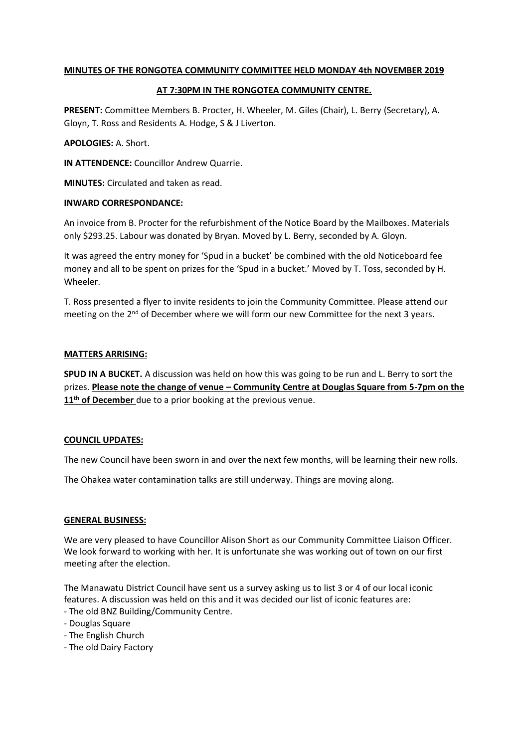**MINUTES OF THE RONGOTEA COMMUNITY COMMITTEE HELD MONDAY 4th NOVEMBER 2019**

**AT 7:30PM IN THE RONGOTEA COMMUNITY CENTRE.**

**PRESENT:** Committee Members B. Procter, H. Wheeler, M. Giles (Chair), L. Berry (Secretary), A. Gloyn, T. Ross and Residents A. Hodge, S & J Liverton.

**APOLOGIES:** A. Short.

**IN ATTENDENCE:** Councillor Andrew Quarrie.

**MINUTES:** Circulated and taken as read.

**INWARD CORRESPONDANCE:**

An invoice from B. Procter for the refurbishment of the Notice Board by the Mailboxes. Materials only $293.25. Labour was donated by Bryan. Moved by L. Berry, seconded by A. Gloyn.

It was agreed the entry money for 'Spud in a bucket' be combined with the old Noticeboard fee money and all to be spent on prizes for the 'Spud in a bucket.' Moved by T. Toss, seconded by H. Wheeler.

T. Ross presented a flyer to invite residents to join the Community Committee. Please attend our meeting on the 2nd of December where we will form our new Committee for the next 3 years.

**MATTERS ARRISING:**

**SPUD IN A BUCKET.** A discussion was held on how this was going to be run and L. Berry to sort the prizes. **Please note the change of venue – Community Centre at Douglas Square from 5-7pm on the 11th of December** due to a prior booking at the previous venue.

**COUNCIL UPDATES:**

The new Council have been sworn in and over the next few months, will be learning their new rolls.

The Ohakea water contamination talks are still underway. Things are moving along.

**GENERAL BUSINESS:**

We are very pleased to have Councillor Alison Short as our Community Committee Liaison Officer. We look forward to working with her. It is unfortunate she was working out of town on our first meeting after the election.

The Manawatu District Council have sent us a survey asking us to list 3 or 4 of our local iconic features. A discussion was held on this and it was decided our list of iconic features are:

- The old BNZ Building/Community Centre.
- Douglas Square
- The English Church
- The old Dairy Factory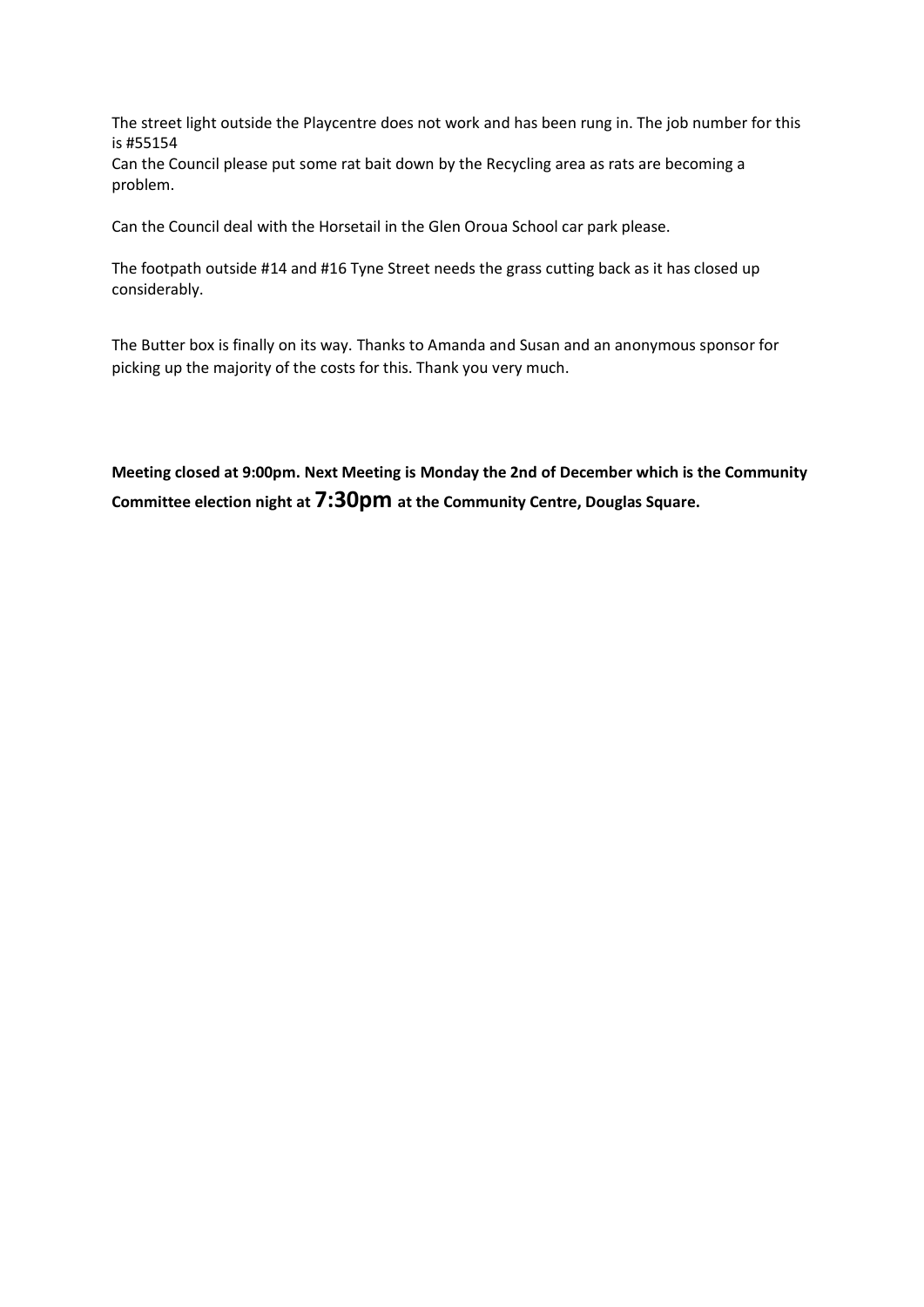The street light outside the Playcentre does not work and has been rung in. The job number for this is #55154

Can the Council please put some rat bait down by the Recycling area as rats are becoming a problem.

Can the Council deal with the Horsetail in the Glen Oroua School car park please.

The footpath outside #14 and #16 Tyne Street needs the grass cutting back as it has closed up considerably.

The Butter box is finally on its way. Thanks to Amanda and Susan and an anonymous sponsor for picking up the majority of the costs for this. Thank you very much.

**Meeting closed at 9:00pm. Next Meeting is Monday the 2nd of December which is the Community Committee election night at 7:30pm at the Community Centre, Douglas Square.**